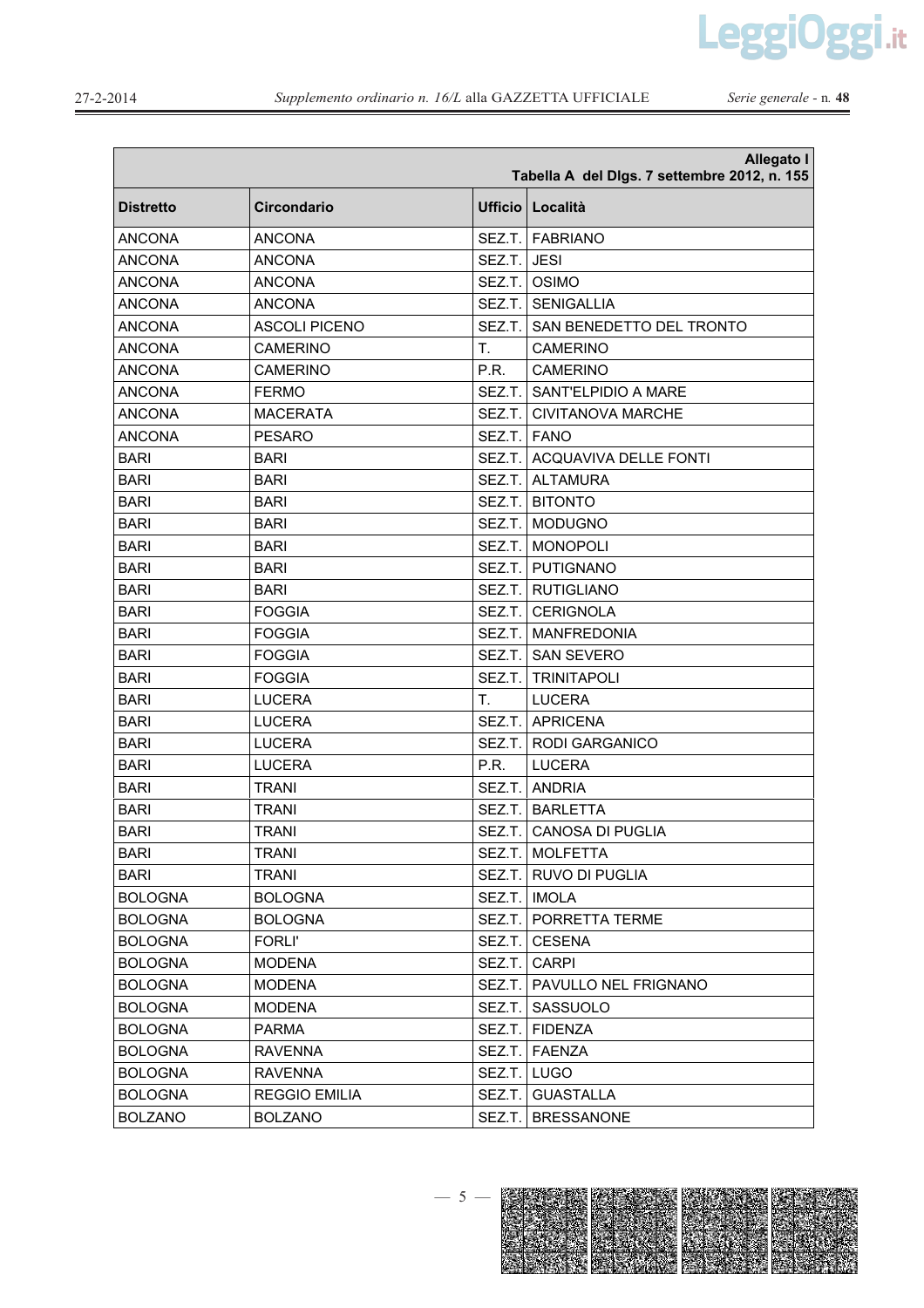**Allegato I**
**Tabella A del Dlgs. 7 settembre 2012, n. 155**

| Distretto | Circondario | Ufficio | Località |
|---|---|---|---|
| ANCONA | ANCONA | SEZ.T. | FABRIANO |
| ANCONA | ANCONA | SEZ.T. | JESI |
| ANCONA | ANCONA | SEZ.T. | OSIMO |
| ANCONA | ANCONA | SEZ.T. | SENIGALLIA |
| ANCONA | ASCOLI PICENO | SEZ.T. | SAN BENEDETTO DEL TRONTO |
| ANCONA | CAMERINO | T. | CAMERINO |
| ANCONA | CAMERINO | P.R. | CAMERINO |
| ANCONA | FERMO | SEZ.T. | SANT'ELPIDIO A MARE |
| ANCONA | MACERATA | SEZ.T. | CIVITANOVA MARCHE |
| ANCONA | PESARO | SEZ.T. | FANO |
| BARI | BARI | SEZ.T. | ACQUAVIVA DELLE FONTI |
| BARI | BARI | SEZ.T. | ALTAMURA |
| BARI | BARI | SEZ.T. | BITONTO |
| BARI | BARI | SEZ.T. | MODUGNO |
| BARI | BARI | SEZ.T. | MONOPOLI |
| BARI | BARI | SEZ.T. | PUTIGNANO |
| BARI | BARI | SEZ.T. | RUTIGLIANO |
| BARI | FOGGIA | SEZ.T. | CERIGNOLA |
| BARI | FOGGIA | SEZ.T. | MANFREDONIA |
| BARI | FOGGIA | SEZ.T. | SAN SEVERO |
| BARI | FOGGIA | SEZ.T. | TRINITAPOLI |
| BARI | LUCERA | T. | LUCERA |
| BARI | LUCERA | SEZ.T. | APRICENA |
| BARI | LUCERA | SEZ.T. | RODI GARGANICO |
| BARI | LUCERA | P.R. | LUCERA |
| BARI | TRANI | SEZ.T. | ANDRIA |
| BARI | TRANI | SEZ.T. | BARLETTA |
| BARI | TRANI | SEZ.T. | CANOSA DI PUGLIA |
| BARI | TRANI | SEZ.T. | MOLFETTA |
| BARI | TRANI | SEZ.T. | RUVO DI PUGLIA |
| BOLOGNA | BOLOGNA | SEZ.T. | IMOLA |
| BOLOGNA | BOLOGNA | SEZ.T. | PORRETTA TERME |
| BOLOGNA | FORLI' | SEZ.T. | CESENA |
| BOLOGNA | MODENA | SEZ.T. | CARPI |
| BOLOGNA | MODENA | SEZ.T. | PAVULLO NEL FRIGNANO |
| BOLOGNA | MODENA | SEZ.T. | SASSUOLO |
| BOLOGNA | PARMA | SEZ.T. | FIDENZA |
| BOLOGNA | RAVENNA | SEZ.T. | FAENZA |
| BOLOGNA | RAVENNA | SEZ.T. | LUGO |
| BOLOGNA | REGGIO EMILIA | SEZ.T. | GUASTALLA |
| BOLZANO | BOLZANO | SEZ.T. | BRESSANONE |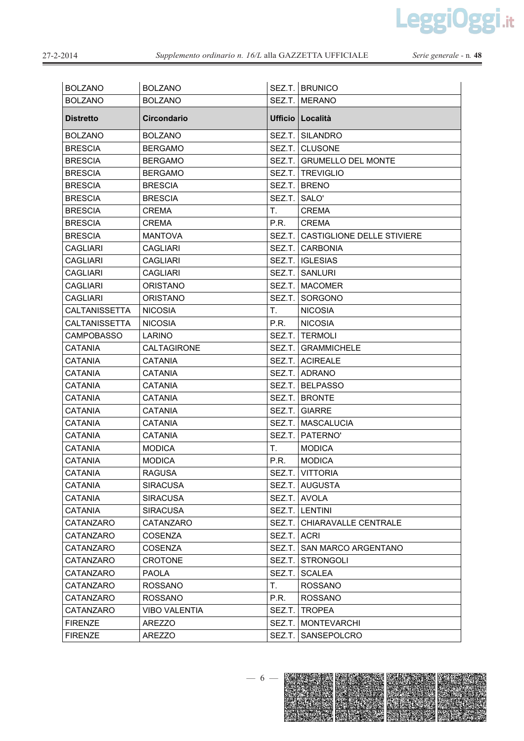| BOLZANO | BOLZANO | SEZ.T. | BRUNICO |
|---|---|---|---|
| BOLZANO | BOLZANO | SEZ.T. | MERANO |
| **Distretto** | **Circondario** | **Ufficio** | **Località** |
| BOLZANO | BOLZANO | SEZ.T. | SILANDRO |
| BRESCIA | BERGAMO | SEZ.T. | CLUSONE |
| BRESCIA | BERGAMO | SEZ.T. | GRUMELLO DEL MONTE |
| BRESCIA | BERGAMO | SEZ.T. | TREVIGLIO |
| BRESCIA | BRESCIA | SEZ.T. | BRENO |
| BRESCIA | BRESCIA | SEZ.T. | SALO' |
| BRESCIA | CREMA | T. | CREMA |
| BRESCIA | CREMA | P.R. | CREMA |
| BRESCIA | MANTOVA | SEZ.T. | CASTIGLIONE DELLE STIVIERE |
| CAGLIARI | CAGLIARI | SEZ.T. | CARBONIA |
| CAGLIARI | CAGLIARI | SEZ.T. | IGLESIAS |
| CAGLIARI | CAGLIARI | SEZ.T. | SANLURI |
| CAGLIARI | ORISTANO | SEZ.T. | MACOMER |
| CAGLIARI | ORISTANO | SEZ.T. | SORGONO |
| CALTANISSETTA | NICOSIA | T. | NICOSIA |
| CALTANISSETTA | NICOSIA | P.R. | NICOSIA |
| CAMPOBASSO | LARINO | SEZ.T. | TERMOLI |
| CATANIA | CALTAGIRONE | SEZ.T. | GRAMMICHELE |
| CATANIA | CATANIA | SEZ.T. | ACIREALE |
| CATANIA | CATANIA | SEZ.T. | ADRANO |
| CATANIA | CATANIA | SEZ.T. | BELPASSO |
| CATANIA | CATANIA | SEZ.T. | BRONTE |
| CATANIA | CATANIA | SEZ.T. | GIARRE |
| CATANIA | CATANIA | SEZ.T. | MASCALUCIA |
| CATANIA | CATANIA | SEZ.T. | PATERNO' |
| CATANIA | MODICA | T. | MODICA |
| CATANIA | MODICA | P.R. | MODICA |
| CATANIA | RAGUSA | SEZ.T. | VITTORIA |
| CATANIA | SIRACUSA | SEZ.T. | AUGUSTA |
| CATANIA | SIRACUSA | SEZ.T. | AVOLA |
| CATANIA | SIRACUSA | SEZ.T. | LENTINI |
| CATANZARO | CATANZARO | SEZ.T. | CHIARAVALLE CENTRALE |
| CATANZARO | COSENZA | SEZ.T. | ACRI |
| CATANZARO | COSENZA | SEZ.T. | SAN MARCO ARGENTANO |
| CATANZARO | CROTONE | SEZ.T. | STRONGOLI |
| CATANZARO | PAOLA | SEZ.T. | SCALEA |
| CATANZARO | ROSSANO | T. | ROSSANO |
| CATANZARO | ROSSANO | P.R. | ROSSANO |
| CATANZARO | VIBO VALENTIA | SEZ.T. | TROPEA |
| FIRENZE | AREZZO | SEZ.T. | MONTEVARCHI |
| FIRENZE | AREZZO | SEZ.T. | SANSEPOLCRO |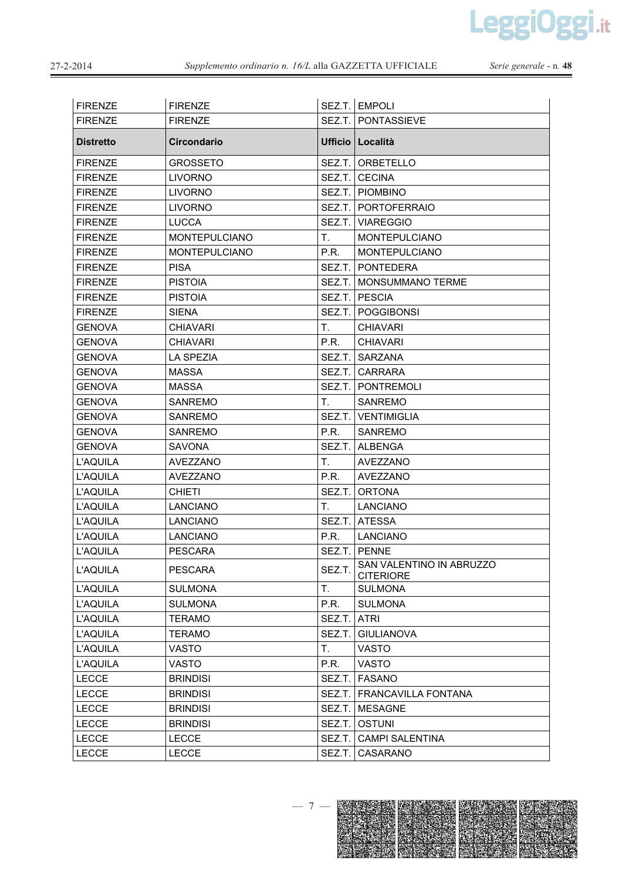| FIRENZE | FIRENZE | SEZ.T. | EMPOLI |
|---|---|---|---|
| FIRENZE | FIRENZE | SEZ.T. | PONTASSIEVE |
| **Distretto** | **Circondario** | **Ufficio** | **Località** |
| FIRENZE | GROSSETO | SEZ.T. | ORBETELLO |
| FIRENZE | LIVORNO | SEZ.T. | CECINA |
| FIRENZE | LIVORNO | SEZ.T. | PIOMBINO |
| FIRENZE | LIVORNO | SEZ.T. | PORTOFERRAIO |
| FIRENZE | LUCCA | SEZ.T. | VIAREGGIO |
| FIRENZE | MONTEPULCIANO | T. | MONTEPULCIANO |
| FIRENZE | MONTEPULCIANO | P.R. | MONTEPULCIANO |
| FIRENZE | PISA | SEZ.T. | PONTEDERA |
| FIRENZE | PISTOIA | SEZ.T. | MONSUMMANO TERME |
| FIRENZE | PISTOIA | SEZ.T. | PESCIA |
| FIRENZE | SIENA | SEZ.T. | POGGIBONSI |
| GENOVA | CHIAVARI | T. | CHIAVARI |
| GENOVA | CHIAVARI | P.R. | CHIAVARI |
| GENOVA | LA SPEZIA | SEZ.T. | SARZANA |
| GENOVA | MASSA | SEZ.T. | CARRARA |
| GENOVA | MASSA | SEZ.T. | PONTREMOLI |
| GENOVA | SANREMO | T. | SANREMO |
| GENOVA | SANREMO | SEZ.T. | VENTIMIGLIA |
| GENOVA | SANREMO | P.R. | SANREMO |
| GENOVA | SAVONA | SEZ.T. | ALBENGA |
| L'AQUILA | AVEZZANO | T. | AVEZZANO |
| L'AQUILA | AVEZZANO | P.R. | AVEZZANO |
| L'AQUILA | CHIETI | SEZ.T. | ORTONA |
| L'AQUILA | LANCIANO | T. | LANCIANO |
| L'AQUILA | LANCIANO | SEZ.T. | ATESSA |
| L'AQUILA | LANCIANO | P.R. | LANCIANO |
| L'AQUILA | PESCARA | SEZ.T. | PENNE |
| L'AQUILA | PESCARA | SEZ.T. | SAN VALENTINO IN ABRUZZO CITERIORE |
| L'AQUILA | SULMONA | T. | SULMONA |
| L'AQUILA | SULMONA | P.R. | SULMONA |
| L'AQUILA | TERAMO | SEZ.T. | ATRI |
| L'AQUILA | TERAMO | SEZ.T. | GIULIANOVA |
| L'AQUILA | VASTO | T. | VASTO |
| L'AQUILA | VASTO | P.R. | VASTO |
| LECCE | BRINDISI | SEZ.T. | FASANO |
| LECCE | BRINDISI | SEZ.T. | FRANCAVILLA FONTANA |
| LECCE | BRINDISI | SEZ.T. | MESAGNE |
| LECCE | BRINDISI | SEZ.T. | OSTUNI |
| LECCE | LECCE | SEZ.T. | CAMPI SALENTINA |
| LECCE | LECCE | SEZ.T. | CASARANO |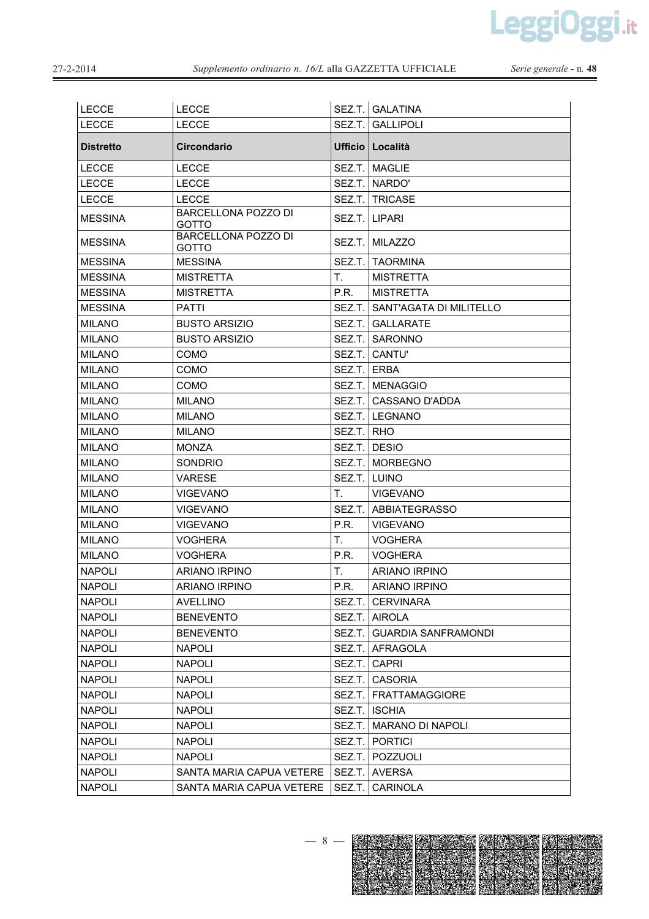| LECCE | LECCE | SEZ.T. | GALATINA |
|---|---|---|---|
| LECCE | LECCE | SEZ.T. | GALLIPOLI |
| **Distretto** | **Circondario** | **Ufficio** | **Località** |
| LECCE | LECCE | SEZ.T. | MAGLIE |
| LECCE | LECCE | SEZ.T. | NARDO' |
| LECCE | LECCE | SEZ.T. | TRICASE |
| MESSINA | BARCELLONA POZZO DI GOTTO | SEZ.T. | LIPARI |
| MESSINA | BARCELLONA POZZO DI GOTTO | SEZ.T. | MILAZZO |
| MESSINA | MESSINA | SEZ.T. | TAORMINA |
| MESSINA | MISTRETTA | T. | MISTRETTA |
| MESSINA | MISTRETTA | P.R. | MISTRETTA |
| MESSINA | PATTI | SEZ.T. | SANT'AGATA DI MILITELLO |
| MILANO | BUSTO ARSIZIO | SEZ.T. | GALLARATE |
| MILANO | BUSTO ARSIZIO | SEZ.T. | SARONNO |
| MILANO | COMO | SEZ.T. | CANTU' |
| MILANO | COMO | SEZ.T. | ERBA |
| MILANO | COMO | SEZ.T. | MENAGGIO |
| MILANO | MILANO | SEZ.T. | CASSANO D'ADDA |
| MILANO | MILANO | SEZ.T. | LEGNANO |
| MILANO | MILANO | SEZ.T. | RHO |
| MILANO | MONZA | SEZ.T. | DESIO |
| MILANO | SONDRIO | SEZ.T. | MORBEGNO |
| MILANO | VARESE | SEZ.T. | LUINO |
| MILANO | VIGEVANO | T. | VIGEVANO |
| MILANO | VIGEVANO | SEZ.T. | ABBIATEGRASSO |
| MILANO | VIGEVANO | P.R. | VIGEVANO |
| MILANO | VOGHERA | T. | VOGHERA |
| MILANO | VOGHERA | P.R. | VOGHERA |
| NAPOLI | ARIANO IRPINO | T. | ARIANO IRPINO |
| NAPOLI | ARIANO IRPINO | P.R. | ARIANO IRPINO |
| NAPOLI | AVELLINO | SEZ.T. | CERVINARA |
| NAPOLI | BENEVENTO | SEZ.T. | AIROLA |
| NAPOLI | BENEVENTO | SEZ.T. | GUARDIA SANFRAMONDI |
| NAPOLI | NAPOLI | SEZ.T. | AFRAGOLA |
| NAPOLI | NAPOLI | SEZ.T. | CAPRI |
| NAPOLI | NAPOLI | SEZ.T. | CASORIA |
| NAPOLI | NAPOLI | SEZ.T. | FRATTAMAGGIORE |
| NAPOLI | NAPOLI | SEZ.T. | ISCHIA |
| NAPOLI | NAPOLI | SEZ.T. | MARANO DI NAPOLI |
| NAPOLI | NAPOLI | SEZ.T. | PORTICI |
| NAPOLI | NAPOLI | SEZ.T. | POZZUOLI |
| NAPOLI | SANTA MARIA CAPUA VETERE | SEZ.T. | AVERSA |
| NAPOLI | SANTA MARIA CAPUA VETERE | SEZ.T. | CARINOLA |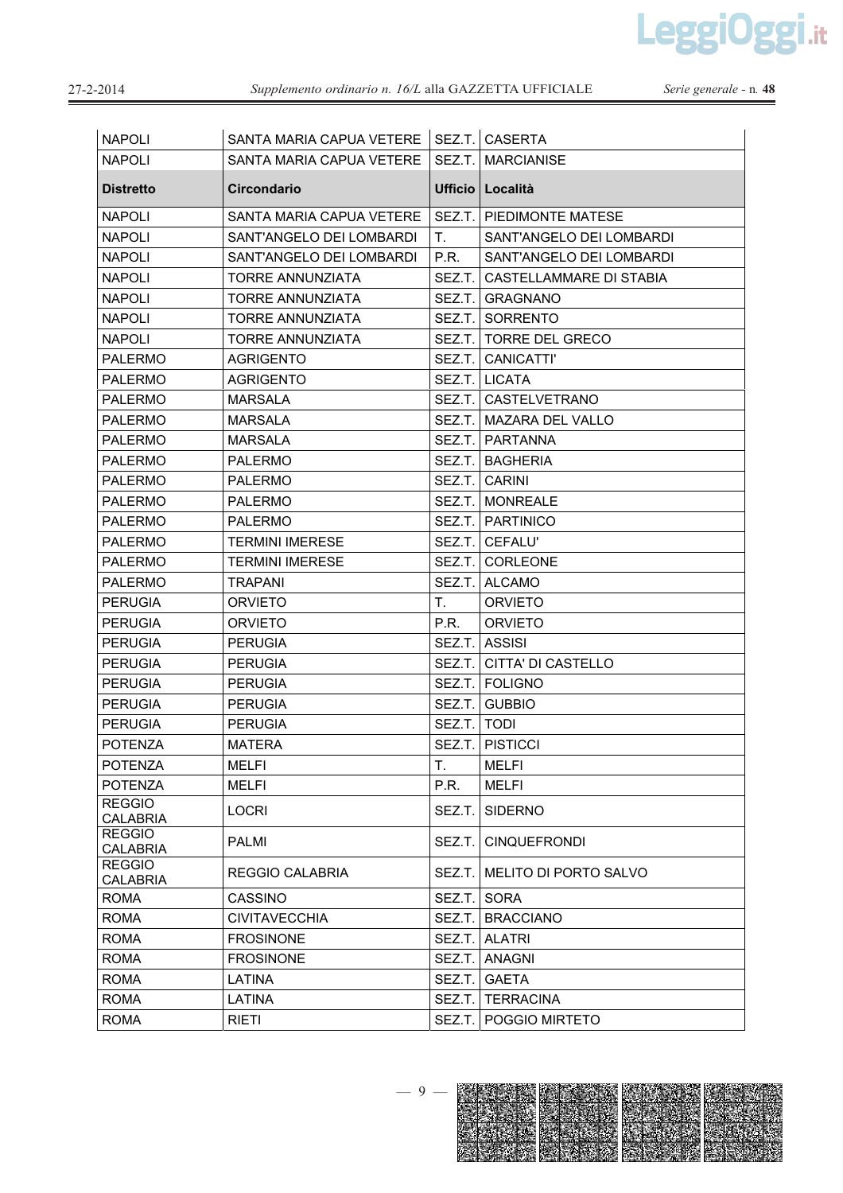| NAPOLI | SANTA MARIA CAPUA VETERE | SEZ.T. | CASERTA |
|---|---|---|---|
| NAPOLI | SANTA MARIA CAPUA VETERE | SEZ.T. | MARCIANISE |
| **Distretto** | **Circondario** | **Ufficio** | **Località** |
| NAPOLI | SANTA MARIA CAPUA VETERE | SEZ.T. | PIEDIMONTE MATESE |
| NAPOLI | SANT'ANGELO DEI LOMBARDI | T. | SANT'ANGELO DEI LOMBARDI |
| NAPOLI | SANT'ANGELO DEI LOMBARDI | P.R. | SANT'ANGELO DEI LOMBARDI |
| NAPOLI | TORRE ANNUNZIATA | SEZ.T. | CASTELLAMMARE DI STABIA |
| NAPOLI | TORRE ANNUNZIATA | SEZ.T. | GRAGNANO |
| NAPOLI | TORRE ANNUNZIATA | SEZ.T. | SORRENTO |
| NAPOLI | TORRE ANNUNZIATA | SEZ.T. | TORRE DEL GRECO |
| PALERMO | AGRIGENTO | SEZ.T. | CANICATTI' |
| PALERMO | AGRIGENTO | SEZ.T. | LICATA |
| PALERMO | MARSALA | SEZ.T. | CASTELVETRANO |
| PALERMO | MARSALA | SEZ.T. | MAZARA DEL VALLO |
| PALERMO | MARSALA | SEZ.T. | PARTANNA |
| PALERMO | PALERMO | SEZ.T. | BAGHERIA |
| PALERMO | PALERMO | SEZ.T. | CARINI |
| PALERMO | PALERMO | SEZ.T. | MONREALE |
| PALERMO | PALERMO | SEZ.T. | PARTINICO |
| PALERMO | TERMINI IMERESE | SEZ.T. | CEFALU' |
| PALERMO | TERMINI IMERESE | SEZ.T. | CORLEONE |
| PALERMO | TRAPANI | SEZ.T. | ALCAMO |
| PERUGIA | ORVIETO | T. | ORVIETO |
| PERUGIA | ORVIETO | P.R. | ORVIETO |
| PERUGIA | PERUGIA | SEZ.T. | ASSISI |
| PERUGIA | PERUGIA | SEZ.T. | CITTA' DI CASTELLO |
| PERUGIA | PERUGIA | SEZ.T. | FOLIGNO |
| PERUGIA | PERUGIA | SEZ.T. | GUBBIO |
| PERUGIA | PERUGIA | SEZ.T. | TODI |
| POTENZA | MATERA | SEZ.T. | PISTICCI |
| POTENZA | MELFI | T. | MELFI |
| POTENZA | MELFI | P.R. | MELFI |
| REGGIO CALABRIA | LOCRI | SEZ.T. | SIDERNO |
| REGGIO CALABRIA | PALMI | SEZ.T. | CINQUEFRONDI |
| REGGIO CALABRIA | REGGIO CALABRIA | SEZ.T. | MELITO DI PORTO SALVO |
| ROMA | CASSINO | SEZ.T. | SORA |
| ROMA | CIVITAVECCHIA | SEZ.T. | BRACCIANO |
| ROMA | FROSINONE | SEZ.T. | ALATRI |
| ROMA | FROSINONE | SEZ.T. | ANAGNI |
| ROMA | LATINA | SEZ.T. | GAETA |
| ROMA | LATINA | SEZ.T. | TERRACINA |
| ROMA | RIETI | SEZ.T. | POGGIO MIRTETO |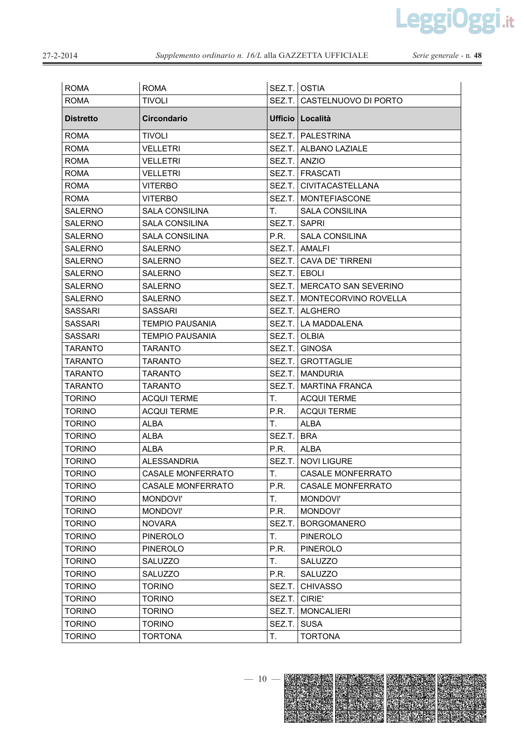| Distretto | Circondario | Ufficio | Località |
|---|---|---|---|
| ROMA | ROMA | SEZ.T. | OSTIA |
| ROMA | TIVOLI | SEZ.T. | CASTELNUOVO DI PORTO |
| ROMA | TIVOLI | SEZ.T. | PALESTRINA |
| ROMA | VELLETRI | SEZ.T. | ALBANO LAZIALE |
| ROMA | VELLETRI | SEZ.T. | ANZIO |
| ROMA | VELLETRI | SEZ.T. | FRASCATI |
| ROMA | VITERBO | SEZ.T. | CIVITACASTELLANA |
| ROMA | VITERBO | SEZ.T. | MONTEFIASCONE |
| SALERNO | SALA CONSILINA | T. | SALA CONSILINA |
| SALERNO | SALA CONSILINA | SEZ.T. | SAPRI |
| SALERNO | SALA CONSILINA | P.R. | SALA CONSILINA |
| SALERNO | SALERNO | SEZ.T. | AMALFI |
| SALERNO | SALERNO | SEZ.T. | CAVA DE' TIRRENI |
| SALERNO | SALERNO | SEZ.T. | EBOLI |
| SALERNO | SALERNO | SEZ.T. | MERCATO SAN SEVERINO |
| SALERNO | SALERNO | SEZ.T. | MONTECORVINO ROVELLA |
| SASSARI | SASSARI | SEZ.T. | ALGHERO |
| SASSARI | TEMPIO PAUSANIA | SEZ.T. | LA MADDALENA |
| SASSARI | TEMPIO PAUSANIA | SEZ.T. | OLBIA |
| TARANTO | TARANTO | SEZ.T. | GINOSA |
| TARANTO | TARANTO | SEZ.T. | GROTTAGLIE |
| TARANTO | TARANTO | SEZ.T. | MANDURIA |
| TARANTO | TARANTO | SEZ.T. | MARTINA FRANCA |
| TORINO | ACQUI TERME | T. | ACQUI TERME |
| TORINO | ACQUI TERME | P.R. | ACQUI TERME |
| TORINO | ALBA | T. | ALBA |
| TORINO | ALBA | SEZ.T. | BRA |
| TORINO | ALBA | P.R. | ALBA |
| TORINO | ALESSANDRIA | SEZ.T. | NOVI LIGURE |
| TORINO | CASALE MONFERRATO | T. | CASALE MONFERRATO |
| TORINO | CASALE MONFERRATO | P.R. | CASALE MONFERRATO |
| TORINO | MONDOVI' | T. | MONDOVI' |
| TORINO | MONDOVI' | P.R. | MONDOVI' |
| TORINO | NOVARA | SEZ.T. | BORGOMANERO |
| TORINO | PINEROLO | T. | PINEROLO |
| TORINO | PINEROLO | P.R. | PINEROLO |
| TORINO | SALUZZO | T. | SALUZZO |
| TORINO | SALUZZO | P.R. | SALUZZO |
| TORINO | TORINO | SEZ.T. | CHIVASSO |
| TORINO | TORINO | SEZ.T. | CIRIE' |
| TORINO | TORINO | SEZ.T. | MONCALIERI |
| TORINO | TORINO | SEZ.T. | SUSA |
| TORINO | TORTONA | T. | TORTONA |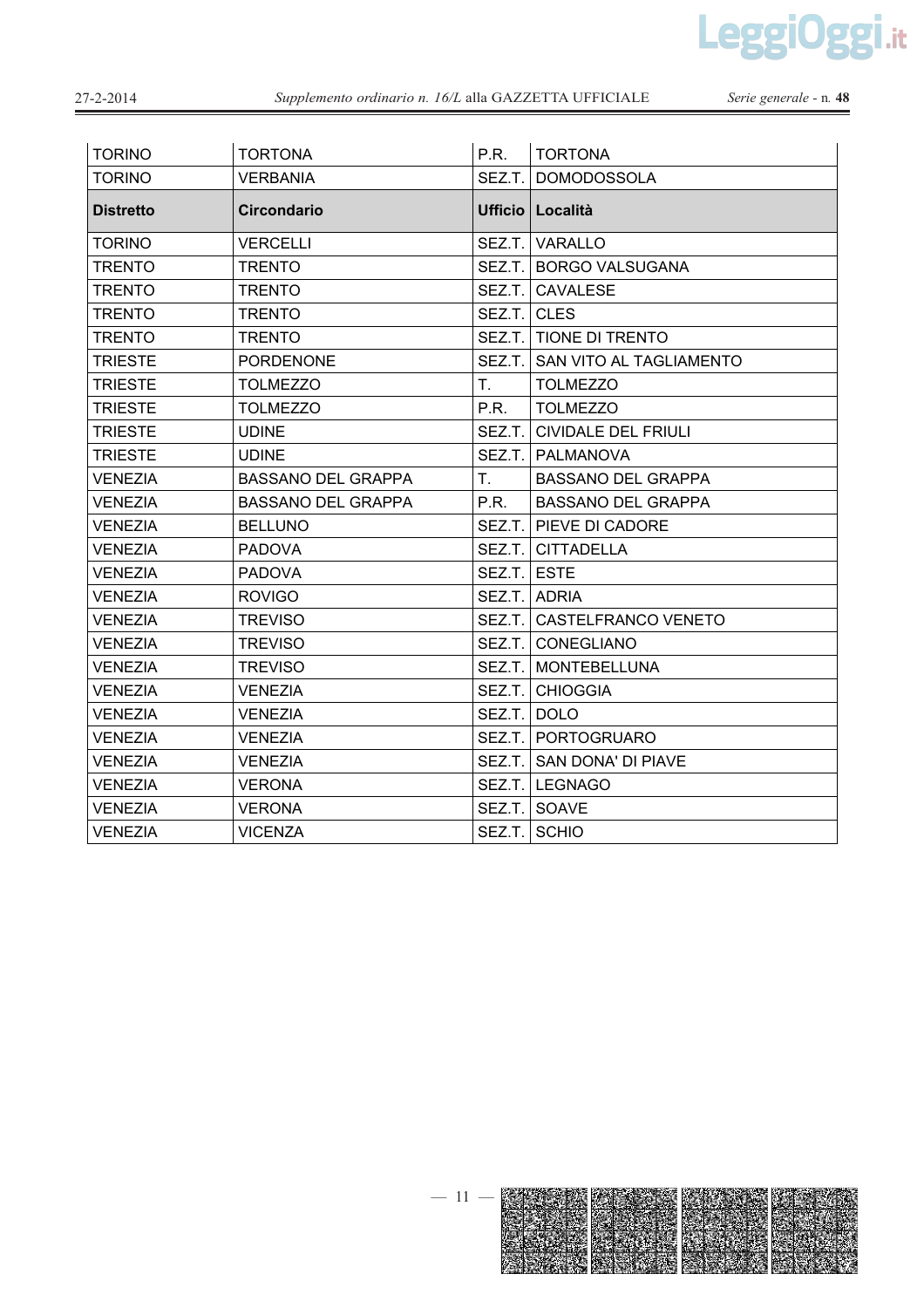| | | | |
|---|---|---|---|
| TORINO | TORTONA | P.R. | TORTONA |
| TORINO | VERBANIA | SEZ.T. | DOMODOSSOLA |
| **Distretto** | **Circondario** | **Ufficio** | **Località** |
| TORINO | VERCELLI | SEZ.T. | VARALLO |
| TRENTO | TRENTO | SEZ.T. | BORGO VALSUGANA |
| TRENTO | TRENTO | SEZ.T. | CAVALESE |
| TRENTO | TRENTO | SEZ.T. | CLES |
| TRENTO | TRENTO | SEZ.T. | TIONE DI TRENTO |
| TRIESTE | PORDENONE | SEZ.T. | SAN VITO AL TAGLIAMENTO |
| TRIESTE | TOLMEZZO | T. | TOLMEZZO |
| TRIESTE | TOLMEZZO | P.R. | TOLMEZZO |
| TRIESTE | UDINE | SEZ.T. | CIVIDALE DEL FRIULI |
| TRIESTE | UDINE | SEZ.T. | PALMANOVA |
| VENEZIA | BASSANO DEL GRAPPA | T. | BASSANO DEL GRAPPA |
| VENEZIA | BASSANO DEL GRAPPA | P.R. | BASSANO DEL GRAPPA |
| VENEZIA | BELLUNO | SEZ.T. | PIEVE DI CADORE |
| VENEZIA | PADOVA | SEZ.T. | CITTADELLA |
| VENEZIA | PADOVA | SEZ.T. | ESTE |
| VENEZIA | ROVIGO | SEZ.T. | ADRIA |
| VENEZIA | TREVISO | SEZ.T. | CASTELFRANCO VENETO |
| VENEZIA | TREVISO | SEZ.T. | CONEGLIANO |
| VENEZIA | TREVISO | SEZ.T. | MONTEBELLUNA |
| VENEZIA | VENEZIA | SEZ.T. | CHIOGGIA |
| VENEZIA | VENEZIA | SEZ.T. | DOLO |
| VENEZIA | VENEZIA | SEZ.T. | PORTOGRUARO |
| VENEZIA | VENEZIA | SEZ.T. | SAN DONA' DI PIAVE |
| VENEZIA | VERONA | SEZ.T. | LEGNAGO |
| VENEZIA | VERONA | SEZ.T. | SOAVE |
| VENEZIA | VICENZA | SEZ.T. | SCHIO |